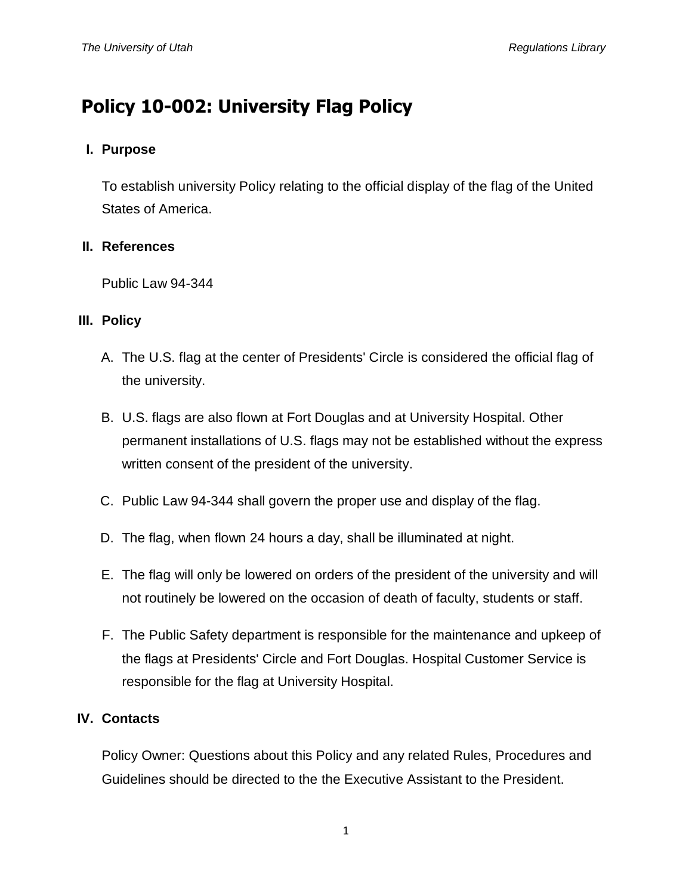# Policy 10-002: University Flag Policy

## I. Purpose

To establish university Policy relating to the official display of the flag of the United States of America.

## II. References

Public Law 94-344

## III. Policy

A. The U.S. flag at the center of Presidents' Circle is considered the official flag of the university.

B. U.S. flags are also flown at Fort Douglas and at University Hospital. Other permanent installations of U.S. flags may not be established without the express written consent of the president of the university.

C. Public Law 94-344 shall govern the proper use and display of the flag.

D. The flag, when flown 24 hours a day, shall be illuminated at night.

E. The flag will only be lowered on orders of the president of the university and will not routinely be lowered on the occasion of death of faculty, students or staff.

F. The Public Safety department is responsible for the maintenance and upkeep of the flags at Presidents' Circle and Fort Douglas. Hospital Customer Service is responsible for the flag at University Hospital.

## IV. Contacts

Policy Owner: Questions about this Policy and any related Rules, Procedures and Guidelines should be directed to the the Executive Assistant to the President.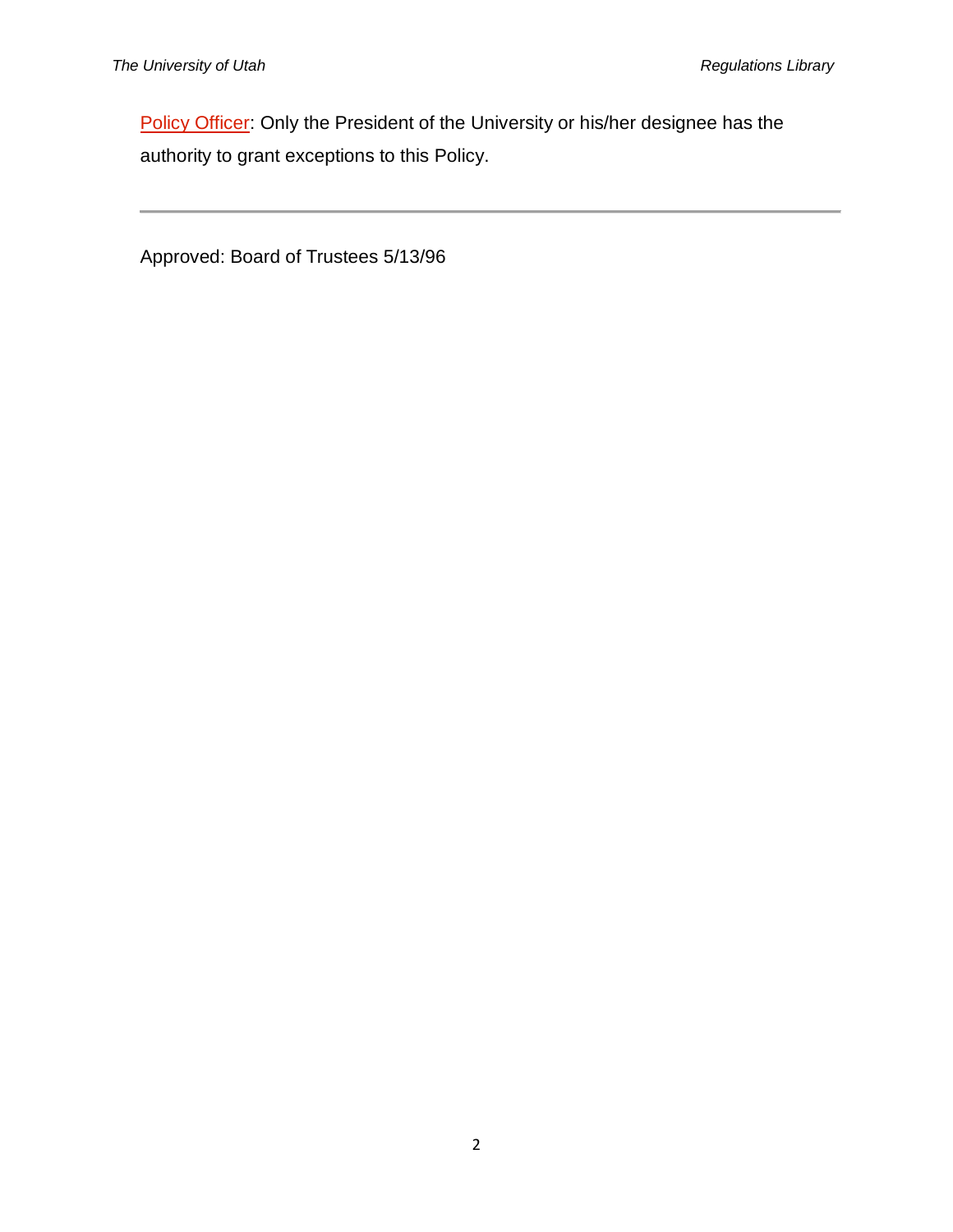Policy Officer: Only the President of the University or his/her designee has the authority to grant exceptions to this Policy.

---

Approved: Board of Trustees 5/13/96